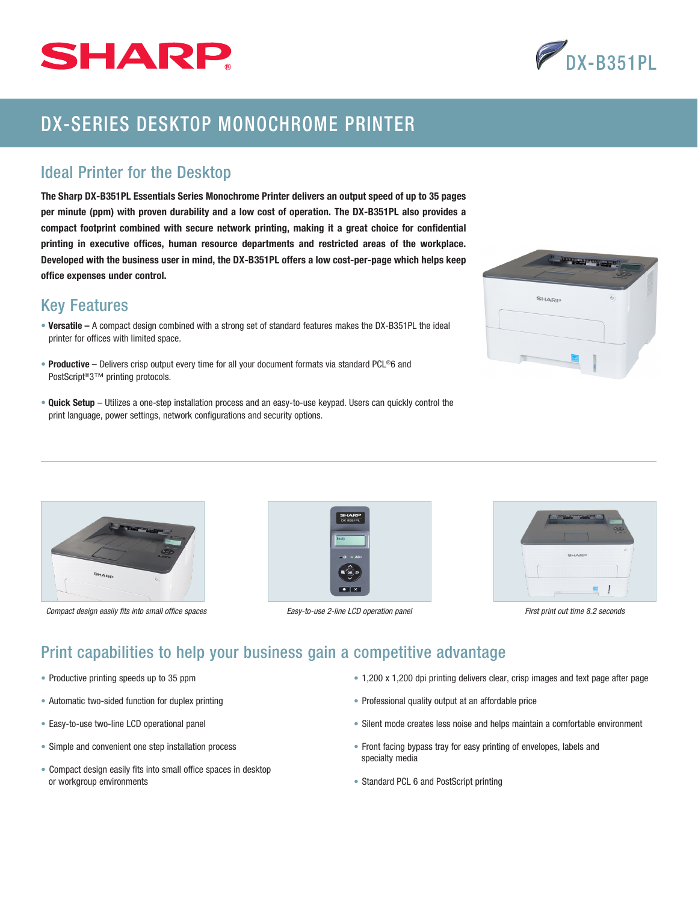SHARP

DX-B351PL

# DX-SERIES DESKTOP MONOCHROME PRINTER

## Ideal Printer for the Desktop

**The Sharp DX-B351PL Essentials Series Monochrome Printer delivers an output speed of up to 35 pages per minute (ppm) with proven durability and a low cost of operation. The DX-B351PL also provides a compact footprint combined with secure network printing, making it a great choice for confidential printing in executive offices, human resource departments and restricted areas of the workplace. Developed with the business user in mind, the DX-B351PL offers a low cost-per-page which helps keep office expenses under control.**

## Key Features

- **Versatile –** A compact design combined with a strong set of standard features makes the DX-B351PL the ideal printer for offices with limited space.
- **Productive** – Delivers crisp output every time for all your document formats via standard PCL®6 and PostScript®3™ printing protocols.
- **Quick Setup** – Utilizes a one-step installation process and an easy-to-use keypad. Users can quickly control the print language, power settings, network configurations and security options.

*Compact design easily fits into small office spaces*

*Easy-to-use 2-line LCD operation panel*

*First print out time 8.2 seconds*

## Print capabilities to help your business gain a competitive advantage

- Productive printing speeds up to 35 ppm
- Automatic two-sided function for duplex printing
- Easy-to-use two-line LCD operational panel
- Simple and convenient one step installation process
- Compact design easily fits into small office spaces in desktop or workgroup environments
- 1,200 x 1,200 dpi printing delivers clear, crisp images and text page after page
- Professional quality output at an affordable price
- Silent mode creates less noise and helps maintain a comfortable environment
- Front facing bypass tray for easy printing of envelopes, labels and specialty media
- Standard PCL 6 and PostScript printing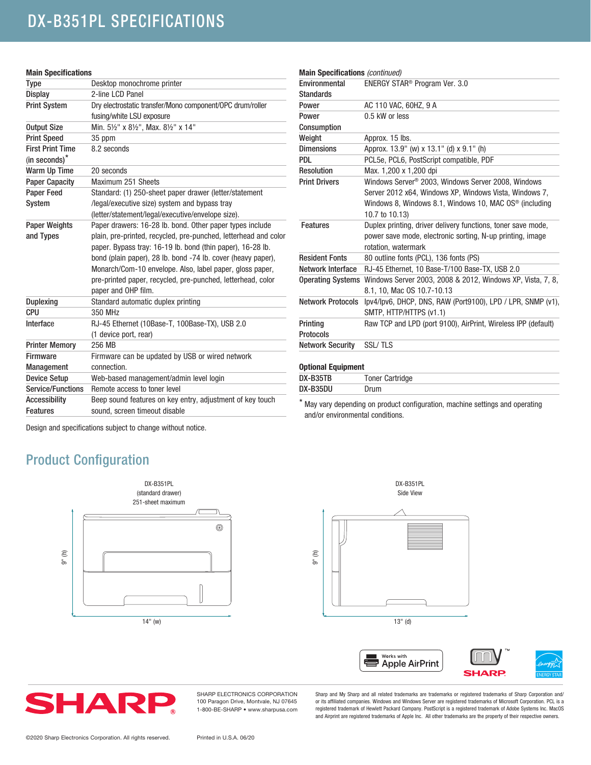# DX-B351PL SPECIFICATIONS

## Main Specifications

| | |
|---|---|
| Type | Desktop monochrome printer |
| Display | 2-line LCD Panel |
| Print System | Dry electrostatic transfer/Mono component/OPC drum/roller fusing/white LSU exposure |
| Output Size | Min. 5½" x 8½", Max. 8½" x 14" |
| Print Speed | 35 ppm |
| First Print Time (in seconds)* | 8.2 seconds |
| Warm Up Time | 20 seconds |
| Paper Capacity | Maximum 251 Sheets |
| Paper Feed System | Standard: (1) 250-sheet paper drawer (letter/statement /legal/executive size) system and bypass tray (letter/statement/legal/executive/envelope size). |
| Paper Weights and Types | Paper drawers: 16-28 lb. bond. Other paper types include plain, pre-printed, recycled, pre-punched, letterhead and color paper. Bypass tray: 16-19 lb. bond (thin paper), 16-28 lb. bond (plain paper), 28 lb. bond -74 lb. cover (heavy paper), Monarch/Com-10 envelope. Also, label paper, gloss paper, pre-printed paper, recycled, pre-punched, letterhead, color paper and OHP film. |
| Duplexing | Standard automatic duplex printing |
| CPU | 350 MHz |
| Interface | RJ-45 Ethernet (10Base-T, 100Base-TX), USB 2.0 (1 device port, rear) |
| Printer Memory | 256 MB |
| Firmware Management | Firmware can be updated by USB or wired network connection. |
| Device Setup | Web-based management/admin level login |
| Service/Functions | Remote access to toner level |
| Accessibility Features | Beep sound features on key entry, adjustment of key touch sound, screen timeout disable |

Design and specifications subject to change without notice.

## Main Specifications *(continued)*

| | |
|---|---|
| Environmental Standards | ENERGY STAR® Program Ver. 3.0 |
| Power | AC 110 VAC, 60HZ, 9 A |
| Power Consumption | 0.5 kW or less |
| Weight | Approx. 15 lbs. |
| Dimensions | Approx. 13.9" (w) x 13.1" (d) x 9.1" (h) |
| PDL | PCL5e, PCL6, PostScript compatible, PDF |
| Resolution | Max. 1,200 x 1,200 dpi |
| Print Drivers | Windows Server® 2003, Windows Server 2008, Windows Server 2012 x64, Windows XP, Windows Vista, Windows 7, Windows 8, Windows 8.1, Windows 10, MAC OS® (including 10.7 to 10.13) |
| Features | Duplex printing, driver delivery functions, toner save mode, power save mode, electronic sorting, N-up printing, image rotation, watermark |
| Resident Fonts | 80 outline fonts (PCL), 136 fonts (PS) |
| Network Interface | RJ-45 Ethernet, 10 Base-T/100 Base-TX, USB 2.0 |
| Operating Systems | Windows Server 2003, 2008 & 2012, Windows XP, Vista, 7, 8, 8.1, 10, Mac OS 10.7-10.13 |
| Network Protocols | Ipv4/Ipv6, DHCP, DNS, RAW (Port9100), LPD / LPR, SNMP (v1), SMTP, HTTP/HTTPS (v1.1) |
| Printing Protocols | Raw TCP and LPD (port 9100), AirPrint, Wireless IPP (default) |
| Network Security | SSL/ TLS |

## Optional Equipment

| | |
|---|---|
| DX-B35TB | Toner Cartridge |
| DX-B35DU | Drum |

\* May vary depending on product configuration, machine settings and operating and/or environmental conditions.

## Product Configuration

DX-B351PL
(standard drawer)
251-sheet maximum

9" (h)

14" (w)

DX-B351PL
Side View

9" (h)

13" (d)

Works with Apple AirPrint

SHARP

ENERGY STAR

SHARP ELECTRONICS CORPORATION
100 Paragon Drive, Montvale, NJ 07645
1-800-BE-SHARP • www.sharpusa.com

Sharp and My Sharp and all related trademarks are trademarks or registered trademarks of Sharp Corporation and/or its affiliated companies. Windows and Windows Server are registered trademarks of Microsoft Corporation. PCL is a registered trademark of Hewlett Packard Company. PostScript is a registered trademark of Adobe Systems Inc. MacOS and Airprint are registered trademarks of Apple Inc. All other trademarks are the property of their respective owners.

©2020 Sharp Electronics Corporation. All rights reserved. Printed in U.S.A. 06/20